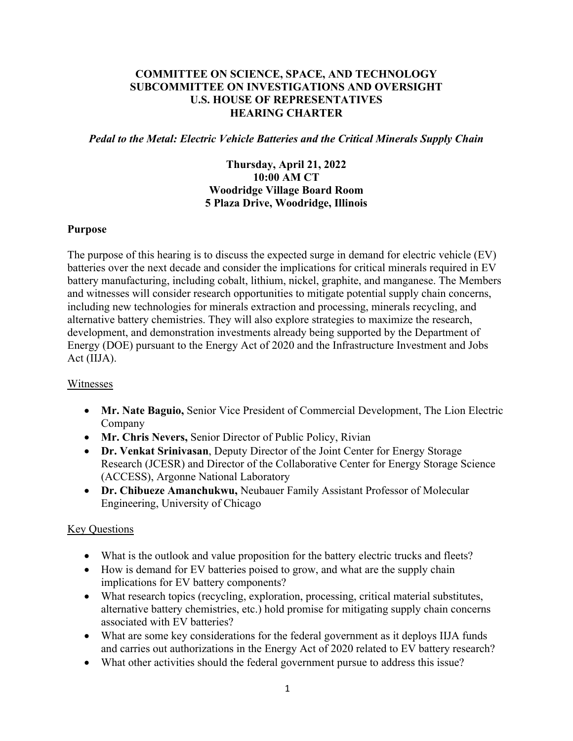**COMMITTEE ON SCIENCE, SPACE, AND TECHNOLOGY**
**SUBCOMMITTEE ON INVESTIGATIONS AND OVERSIGHT**
**U.S. HOUSE OF REPRESENTATIVES**
**HEARING CHARTER**

***Pedal to the Metal: Electric Vehicle Batteries and the Critical Minerals Supply Chain***

**Thursday, April 21, 2022**
**10:00 AM CT**
**Woodridge Village Board Room**
**5 Plaza Drive, Woodridge, Illinois**

## Purpose

The purpose of this hearing is to discuss the expected surge in demand for electric vehicle (EV) batteries over the next decade and consider the implications for critical minerals required in EV battery manufacturing, including cobalt, lithium, nickel, graphite, and manganese. The Members and witnesses will consider research opportunities to mitigate potential supply chain concerns, including new technologies for minerals extraction and processing, minerals recycling, and alternative battery chemistries. They will also explore strategies to maximize the research, development, and demonstration investments already being supported by the Department of Energy (DOE) pursuant to the Energy Act of 2020 and the Infrastructure Investment and Jobs Act (IIJA).

### Witnesses

- **Mr. Nate Baguio,** Senior Vice President of Commercial Development, The Lion Electric Company
- **Mr. Chris Nevers,** Senior Director of Public Policy, Rivian
- **Dr. Venkat Srinivasan**, Deputy Director of the Joint Center for Energy Storage Research (JCESR) and Director of the Collaborative Center for Energy Storage Science (ACCESS), Argonne National Laboratory
- **Dr. Chibueze Amanchukwu,** Neubauer Family Assistant Professor of Molecular Engineering, University of Chicago

### Key Questions

- What is the outlook and value proposition for the battery electric trucks and fleets?
- How is demand for EV batteries poised to grow, and what are the supply chain implications for EV battery components?
- What research topics (recycling, exploration, processing, critical material substitutes, alternative battery chemistries, etc.) hold promise for mitigating supply chain concerns associated with EV batteries?
- What are some key considerations for the federal government as it deploys IIJA funds and carries out authorizations in the Energy Act of 2020 related to EV battery research?
- What other activities should the federal government pursue to address this issue?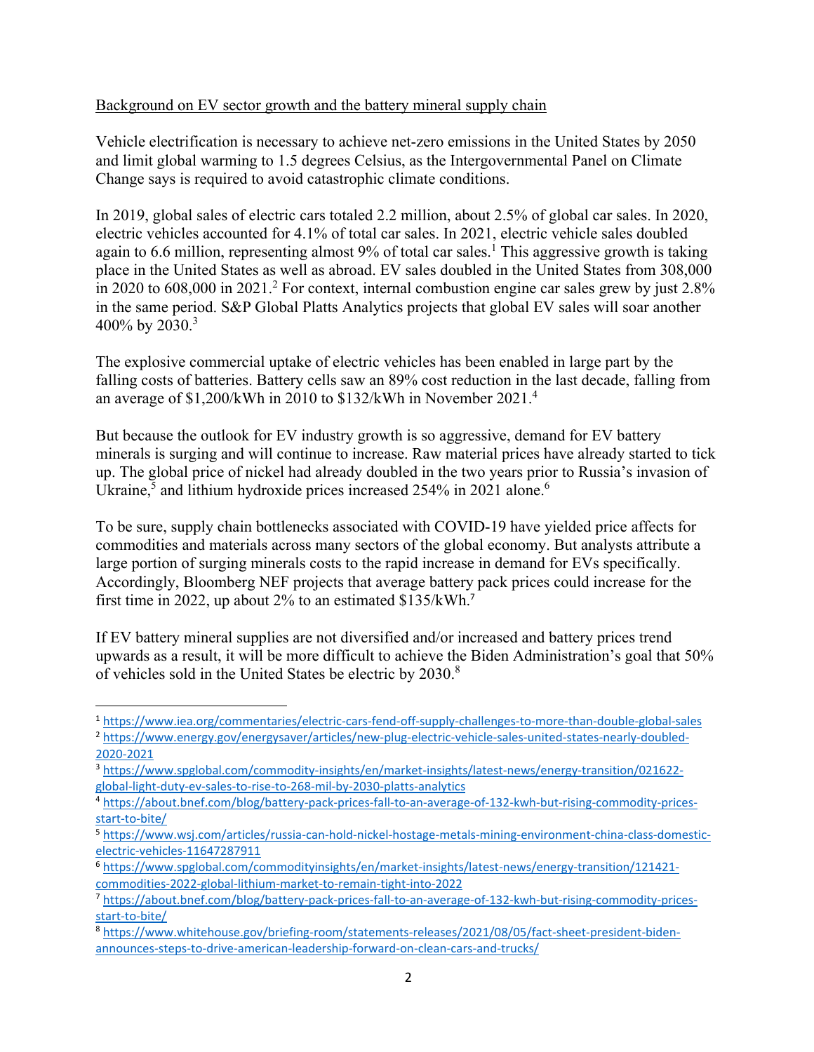Background on EV sector growth and the battery mineral supply chain

Vehicle electrification is necessary to achieve net-zero emissions in the United States by 2050 and limit global warming to 1.5 degrees Celsius, as the Intergovernmental Panel on Climate Change says is required to avoid catastrophic climate conditions.

In 2019, global sales of electric cars totaled 2.2 million, about 2.5% of global car sales. In 2020, electric vehicles accounted for 4.1% of total car sales. In 2021, electric vehicle sales doubled again to 6.6 million, representing almost 9% of total car sales.[1] This aggressive growth is taking place in the United States as well as abroad. EV sales doubled in the United States from 308,000 in 2020 to 608,000 in 2021.[2] For context, internal combustion engine car sales grew by just 2.8% in the same period. S&P Global Platts Analytics projects that global EV sales will soar another 400% by 2030.[3]

The explosive commercial uptake of electric vehicles has been enabled in large part by the falling costs of batteries. Battery cells saw an 89% cost reduction in the last decade, falling from an average of $1,200/kWh in 2010 to $132/kWh in November 2021.[4]

But because the outlook for EV industry growth is so aggressive, demand for EV battery minerals is surging and will continue to increase. Raw material prices have already started to tick up. The global price of nickel had already doubled in the two years prior to Russia's invasion of Ukraine,[5] and lithium hydroxide prices increased 254% in 2021 alone.[6]

To be sure, supply chain bottlenecks associated with COVID-19 have yielded price affects for commodities and materials across many sectors of the global economy. But analysts attribute a large portion of surging minerals costs to the rapid increase in demand for EVs specifically. Accordingly, Bloomberg NEF projects that average battery pack prices could increase for the first time in 2022, up about 2% to an estimated $135/kWh.[7]

If EV battery mineral supplies are not diversified and/or increased and battery prices trend upwards as a result, it will be more difficult to achieve the Biden Administration's goal that 50% of vehicles sold in the United States be electric by 2030.[8]

---

[1] https://www.iea.org/commentaries/electric-cars-fend-off-supply-challenges-to-more-than-double-global-sales

[2] https://www.energy.gov/energysaver/articles/new-plug-electric-vehicle-sales-united-states-nearly-doubled-2020-2021

[3] https://www.spglobal.com/commodity-insights/en/market-insights/latest-news/energy-transition/021622-global-light-duty-ev-sales-to-rise-to-268-mil-by-2030-platts-analytics

[4] https://about.bnef.com/blog/battery-pack-prices-fall-to-an-average-of-132-kwh-but-rising-commodity-prices-start-to-bite/

[5] https://www.wsj.com/articles/russia-can-hold-nickel-hostage-metals-mining-environment-china-class-domestic-electric-vehicles-11647287911

[6] https://www.spglobal.com/commodityinsights/en/market-insights/latest-news/energy-transition/121421-commodities-2022-global-lithium-market-to-remain-tight-into-2022

[7] https://about.bnef.com/blog/battery-pack-prices-fall-to-an-average-of-132-kwh-but-rising-commodity-prices-start-to-bite/

[8] https://www.whitehouse.gov/briefing-room/statements-releases/2021/08/05/fact-sheet-president-biden-announces-steps-to-drive-american-leadership-forward-on-clean-cars-and-trucks/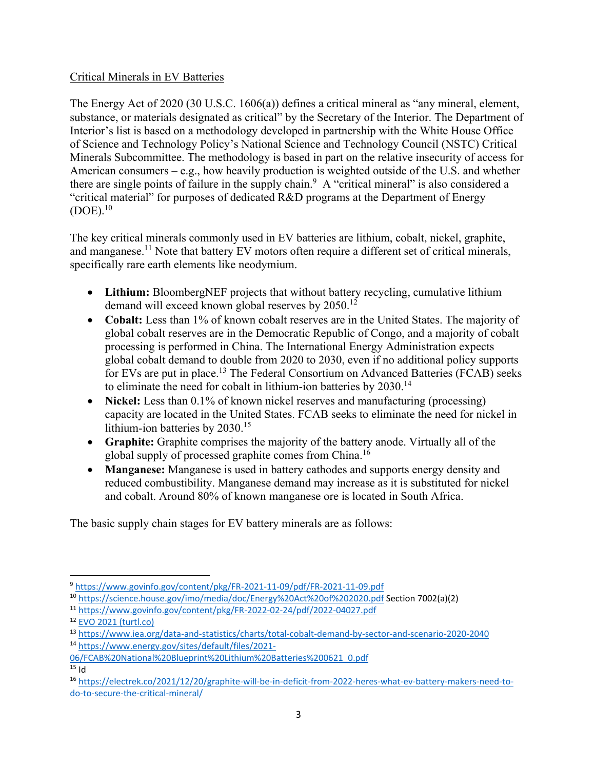Critical Minerals in EV Batteries

The Energy Act of 2020 (30 U.S.C. 1606(a)) defines a critical mineral as "any mineral, element, substance, or materials designated as critical" by the Secretary of the Interior. The Department of Interior's list is based on a methodology developed in partnership with the White House Office of Science and Technology Policy's National Science and Technology Council (NSTC) Critical Minerals Subcommittee. The methodology is based in part on the relative insecurity of access for American consumers – e.g., how heavily production is weighted outside of the U.S. and whether there are single points of failure in the supply chain.[9] A "critical mineral" is also considered a "critical material" for purposes of dedicated R&D programs at the Department of Energy (DOE).[10]

The key critical minerals commonly used in EV batteries are lithium, cobalt, nickel, graphite, and manganese.[11] Note that battery EV motors often require a different set of critical minerals, specifically rare earth elements like neodymium.

- **Lithium:** BloombergNEF projects that without battery recycling, cumulative lithium demand will exceed known global reserves by 2050.[12]
- **Cobalt:** Less than 1% of known cobalt reserves are in the United States. The majority of global cobalt reserves are in the Democratic Republic of Congo, and a majority of cobalt processing is performed in China. The International Energy Administration expects global cobalt demand to double from 2020 to 2030, even if no additional policy supports for EVs are put in place.[13] The Federal Consortium on Advanced Batteries (FCAB) seeks to eliminate the need for cobalt in lithium-ion batteries by 2030.[14]
- **Nickel:** Less than 0.1% of known nickel reserves and manufacturing (processing) capacity are located in the United States. FCAB seeks to eliminate the need for nickel in lithium-ion batteries by 2030.[15]
- **Graphite:** Graphite comprises the majority of the battery anode. Virtually all of the global supply of processed graphite comes from China.[16]
- **Manganese:** Manganese is used in battery cathodes and supports energy density and reduced combustibility. Manganese demand may increase as it is substituted for nickel and cobalt. Around 80% of known manganese ore is located in South Africa.

The basic supply chain stages for EV battery minerals are as follows:

---

[9] https://www.govinfo.gov/content/pkg/FR-2021-11-09/pdf/FR-2021-11-09.pdf

[10] https://science.house.gov/imo/media/doc/Energy%20Act%20of%202020.pdf Section 7002(a)(2)

[11] https://www.govinfo.gov/content/pkg/FR-2022-02-24/pdf/2022-04027.pdf

[12] EVO 2021 (turtl.co)

[13] https://www.iea.org/data-and-statistics/charts/total-cobalt-demand-by-sector-and-scenario-2020-2040

[14] https://www.energy.gov/sites/default/files/2021-06/FCAB%20National%20Blueprint%20Lithium%20Batteries%200621_0.pdf

[15] Id

[16] https://electrek.co/2021/12/20/graphite-will-be-in-deficit-from-2022-heres-what-ev-battery-makers-need-to-do-to-secure-the-critical-mineral/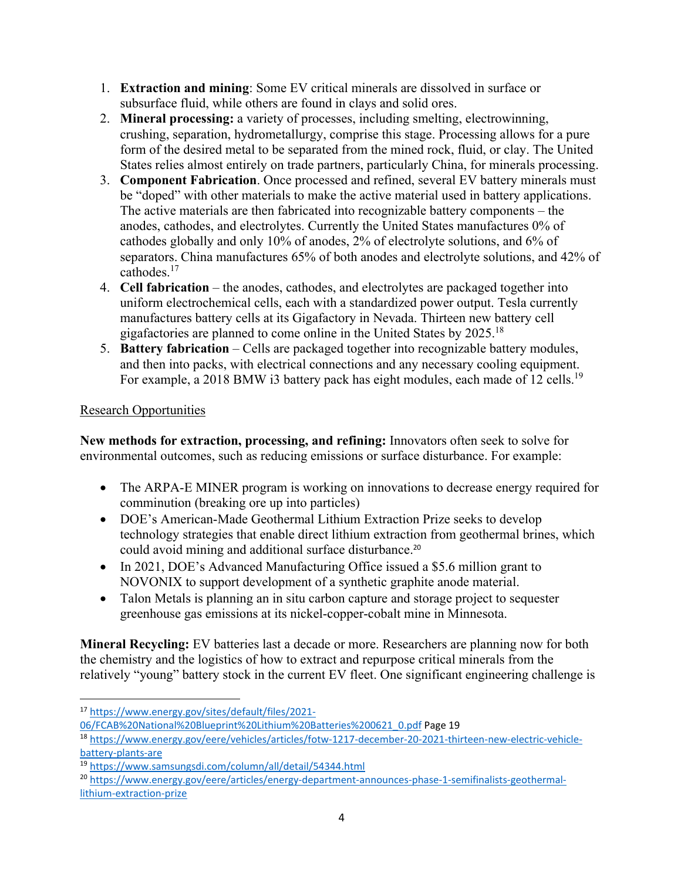1. **Extraction and mining**: Some EV critical minerals are dissolved in surface or subsurface fluid, while others are found in clays and solid ores.
2. **Mineral processing:** a variety of processes, including smelting, electrowinning, crushing, separation, hydrometallurgy, comprise this stage. Processing allows for a pure form of the desired metal to be separated from the mined rock, fluid, or clay. The United States relies almost entirely on trade partners, particularly China, for minerals processing.
3. **Component Fabrication**. Once processed and refined, several EV battery minerals must be "doped" with other materials to make the active material used in battery applications. The active materials are then fabricated into recognizable battery components – the anodes, cathodes, and electrolytes. Currently the United States manufactures 0% of cathodes globally and only 10% of anodes, 2% of electrolyte solutions, and 6% of separators. China manufactures 65% of both anodes and electrolyte solutions, and 42% of cathodes.[17]
4. **Cell fabrication** – the anodes, cathodes, and electrolytes are packaged together into uniform electrochemical cells, each with a standardized power output. Tesla currently manufactures battery cells at its Gigafactory in Nevada. Thirteen new battery cell gigafactories are planned to come online in the United States by 2025.[18]
5. **Battery fabrication** – Cells are packaged together into recognizable battery modules, and then into packs, with electrical connections and any necessary cooling equipment. For example, a 2018 BMW i3 battery pack has eight modules, each made of 12 cells.[19]

Research Opportunities

**New methods for extraction, processing, and refining:** Innovators often seek to solve for environmental outcomes, such as reducing emissions or surface disturbance. For example:

- The ARPA-E MINER program is working on innovations to decrease energy required for comminution (breaking ore up into particles)
- DOE's American-Made Geothermal Lithium Extraction Prize seeks to develop technology strategies that enable direct lithium extraction from geothermal brines, which could avoid mining and additional surface disturbance.[20]
- In 2021, DOE's Advanced Manufacturing Office issued a $5.6 million grant to NOVONIX to support development of a synthetic graphite anode material.
- Talon Metals is planning an in situ carbon capture and storage project to sequester greenhouse gas emissions at its nickel-copper-cobalt mine in Minnesota.

**Mineral Recycling:** EV batteries last a decade or more. Researchers are planning now for both the chemistry and the logistics of how to extract and repurpose critical minerals from the relatively "young" battery stock in the current EV fleet. One significant engineering challenge is

---

[17] https://www.energy.gov/sites/default/files/2021-06/FCAB%20National%20Blueprint%20Lithium%20Batteries%200621_0.pdf Page 19

[18] https://www.energy.gov/eere/vehicles/articles/fotw-1217-december-20-2021-thirteen-new-electric-vehicle-battery-plants-are

[19] https://www.samsungsdi.com/column/all/detail/54344.html

[20] https://www.energy.gov/eere/articles/energy-department-announces-phase-1-semifinalists-geothermal-lithium-extraction-prize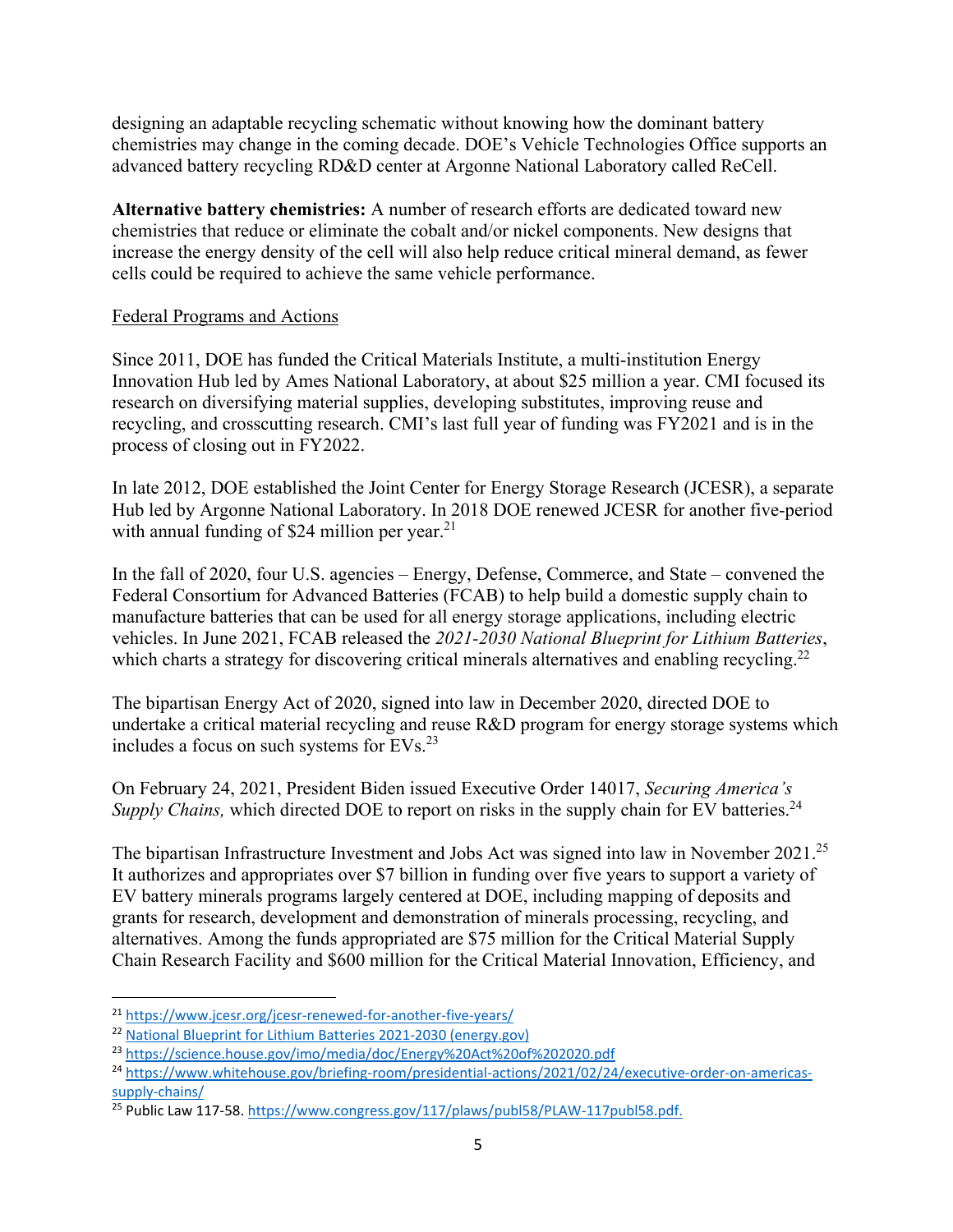designing an adaptable recycling schematic without knowing how the dominant battery chemistries may change in the coming decade. DOE's Vehicle Technologies Office supports an advanced battery recycling RD&D center at Argonne National Laboratory called ReCell.

**Alternative battery chemistries:** A number of research efforts are dedicated toward new chemistries that reduce or eliminate the cobalt and/or nickel components. New designs that increase the energy density of the cell will also help reduce critical mineral demand, as fewer cells could be required to achieve the same vehicle performance.

<u>Federal Programs and Actions</u>

Since 2011, DOE has funded the Critical Materials Institute, a multi-institution Energy Innovation Hub led by Ames National Laboratory, at about $25 million a year. CMI focused its research on diversifying material supplies, developing substitutes, improving reuse and recycling, and crosscutting research. CMI's last full year of funding was FY2021 and is in the process of closing out in FY2022.

In late 2012, DOE established the Joint Center for Energy Storage Research (JCESR), a separate Hub led by Argonne National Laboratory. In 2018 DOE renewed JCESR for another five-period with annual funding of $24 million per year.[21]

In the fall of 2020, four U.S. agencies – Energy, Defense, Commerce, and State – convened the Federal Consortium for Advanced Batteries (FCAB) to help build a domestic supply chain to manufacture batteries that can be used for all energy storage applications, including electric vehicles. In June 2021, FCAB released the *2021-2030 National Blueprint for Lithium Batteries*, which charts a strategy for discovering critical minerals alternatives and enabling recycling.[22]

The bipartisan Energy Act of 2020, signed into law in December 2020, directed DOE to undertake a critical material recycling and reuse R&D program for energy storage systems which includes a focus on such systems for EVs.[23]

On February 24, 2021, President Biden issued Executive Order 14017, *Securing America's Supply Chains,* which directed DOE to report on risks in the supply chain for EV batteries.[24]

The bipartisan Infrastructure Investment and Jobs Act was signed into law in November 2021.[25] It authorizes and appropriates over $7 billion in funding over five years to support a variety of EV battery minerals programs largely centered at DOE, including mapping of deposits and grants for research, development and demonstration of minerals processing, recycling, and alternatives. Among the funds appropriated are $75 million for the Critical Material Supply Chain Research Facility and $600 million for the Critical Material Innovation, Efficiency, and

---

[21] https://www.jcesr.org/jcesr-renewed-for-another-five-years/

[22] National Blueprint for Lithium Batteries 2021-2030 (energy.gov)

[23] https://science.house.gov/imo/media/doc/Energy%20Act%20of%202020.pdf

[24] https://www.whitehouse.gov/briefing-room/presidential-actions/2021/02/24/executive-order-on-americas-supply-chains/

[25] Public Law 117-58. https://www.congress.gov/117/plaws/publ58/PLAW-117publ58.pdf.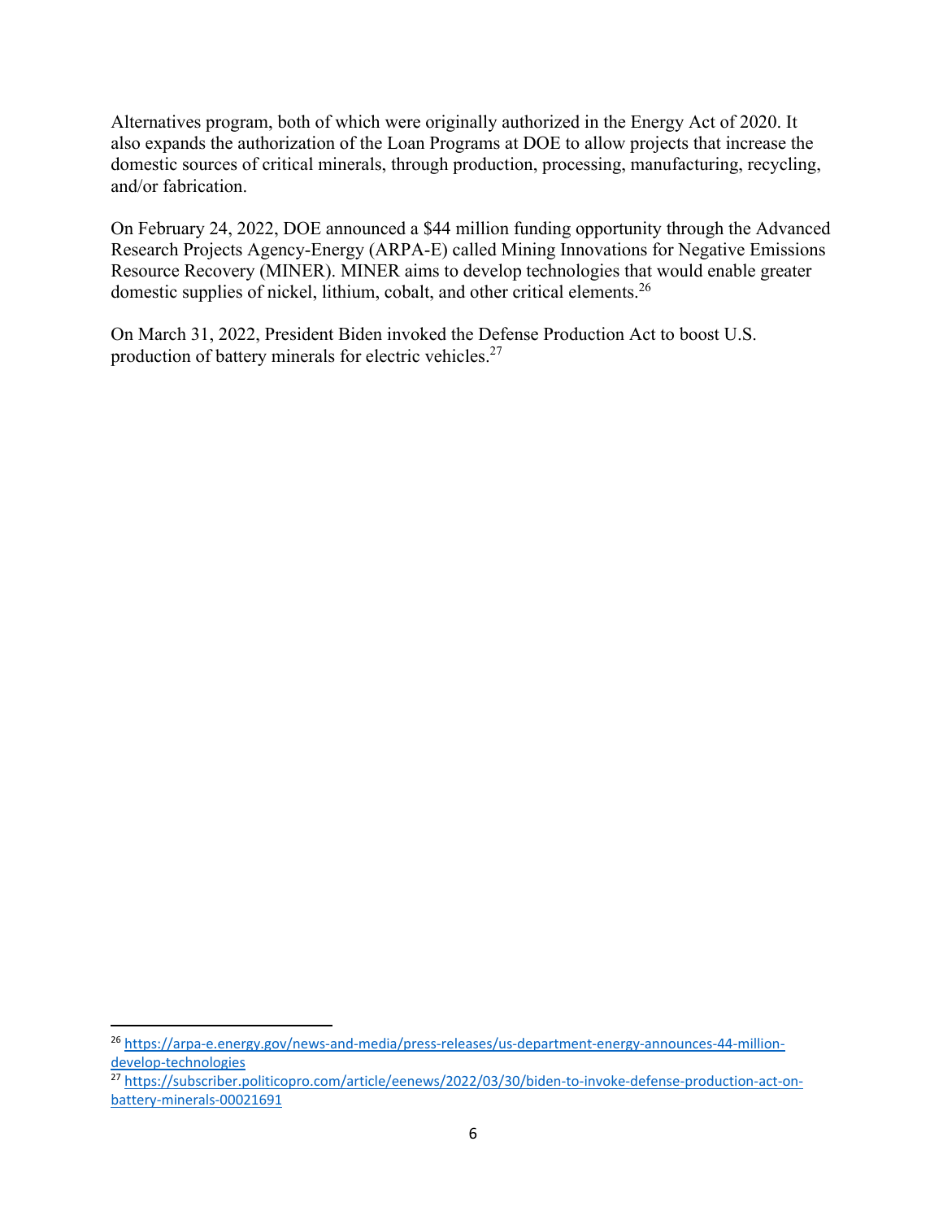Alternatives program, both of which were originally authorized in the Energy Act of 2020. It also expands the authorization of the Loan Programs at DOE to allow projects that increase the domestic sources of critical minerals, through production, processing, manufacturing, recycling, and/or fabrication.

On February 24, 2022, DOE announced a $44 million funding opportunity through the Advanced Research Projects Agency-Energy (ARPA-E) called Mining Innovations for Negative Emissions Resource Recovery (MINER). MINER aims to develop technologies that would enable greater domestic supplies of nickel, lithium, cobalt, and other critical elements.[26]

On March 31, 2022, President Biden invoked the Defense Production Act to boost U.S. production of battery minerals for electric vehicles.[27]

---

[26] https://arpa-e.energy.gov/news-and-media/press-releases/us-department-energy-announces-44-million-develop-technologies

[27] https://subscriber.politicopro.com/article/eenews/2022/03/30/biden-to-invoke-defense-production-act-on-battery-minerals-00021691